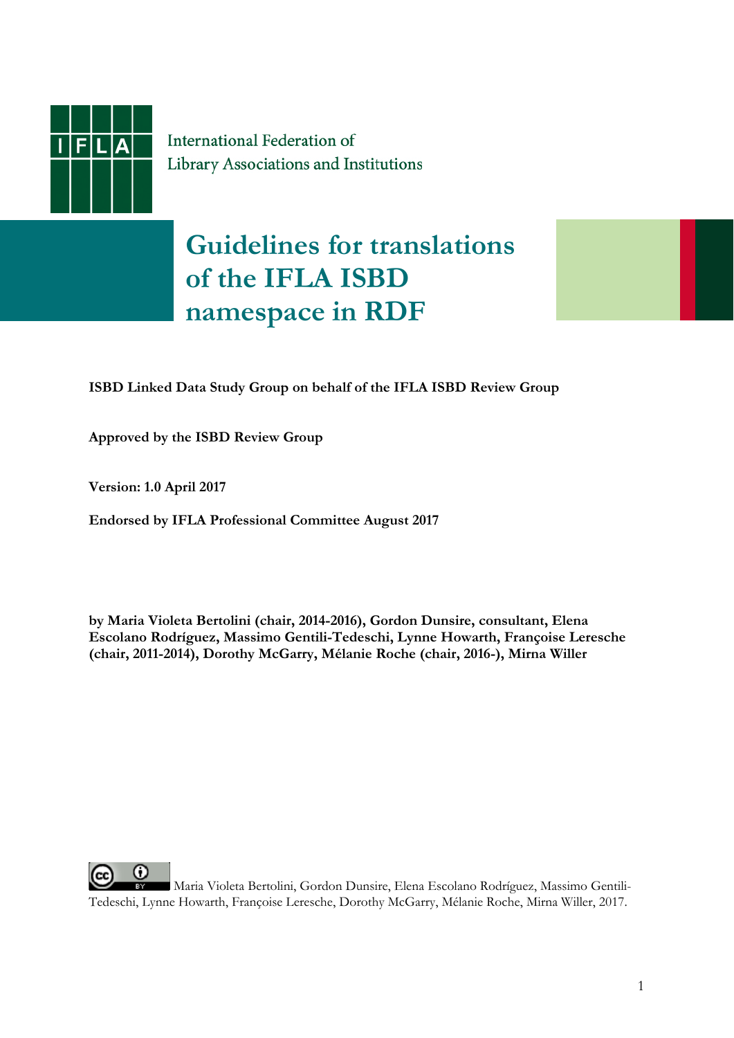International Federation of Library Associations and Institutions

# Guidelines for translations of the IFLA ISBD namespace in RDF

**ISBD Linked Data Study Group on behalf of the IFLA ISBD Review Group**

**Approved by the ISBD Review Group**

**Version: 1.0 April 2017**

**Endorsed by IFLA Professional Committee August 2017**

**by Maria Violeta Bertolini (chair, 2014-2016), Gordon Dunsire, consultant, Elena Escolano Rodríguez, Massimo Gentili-Tedeschi, Lynne Howarth, Françoise Leresche (chair, 2011-2014), Dorothy McGarry, Mélanie Roche (chair, 2016-), Mirna Willer**

Maria Violeta Bertolini, Gordon Dunsire, Elena Escolano Rodríguez, Massimo Gentili-Tedeschi, Lynne Howarth, Françoise Leresche, Dorothy McGarry, Mélanie Roche, Mirna Willer, 2017.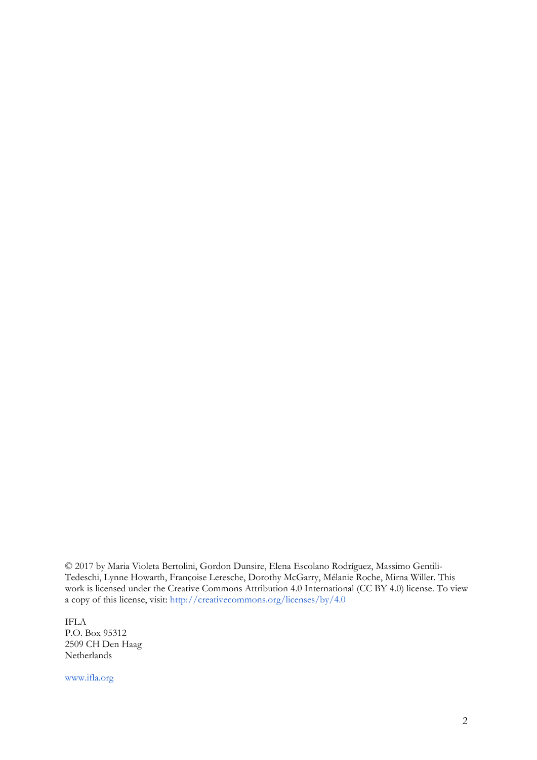© 2017 by Maria Violeta Bertolini, Gordon Dunsire, Elena Escolano Rodríguez, Massimo Gentili-Tedeschi, Lynne Howarth, Françoise Leresche, Dorothy McGarry, Mélanie Roche, Mirna Willer. This work is licensed under the Creative Commons Attribution 4.0 International (CC BY 4.0) license. To view a copy of this license, visit: http://creativecommons.org/licenses/by/4.0

IFLA  
P.O. Box 95312  
2509 CH Den Haag  
Netherlands

www.ifla.org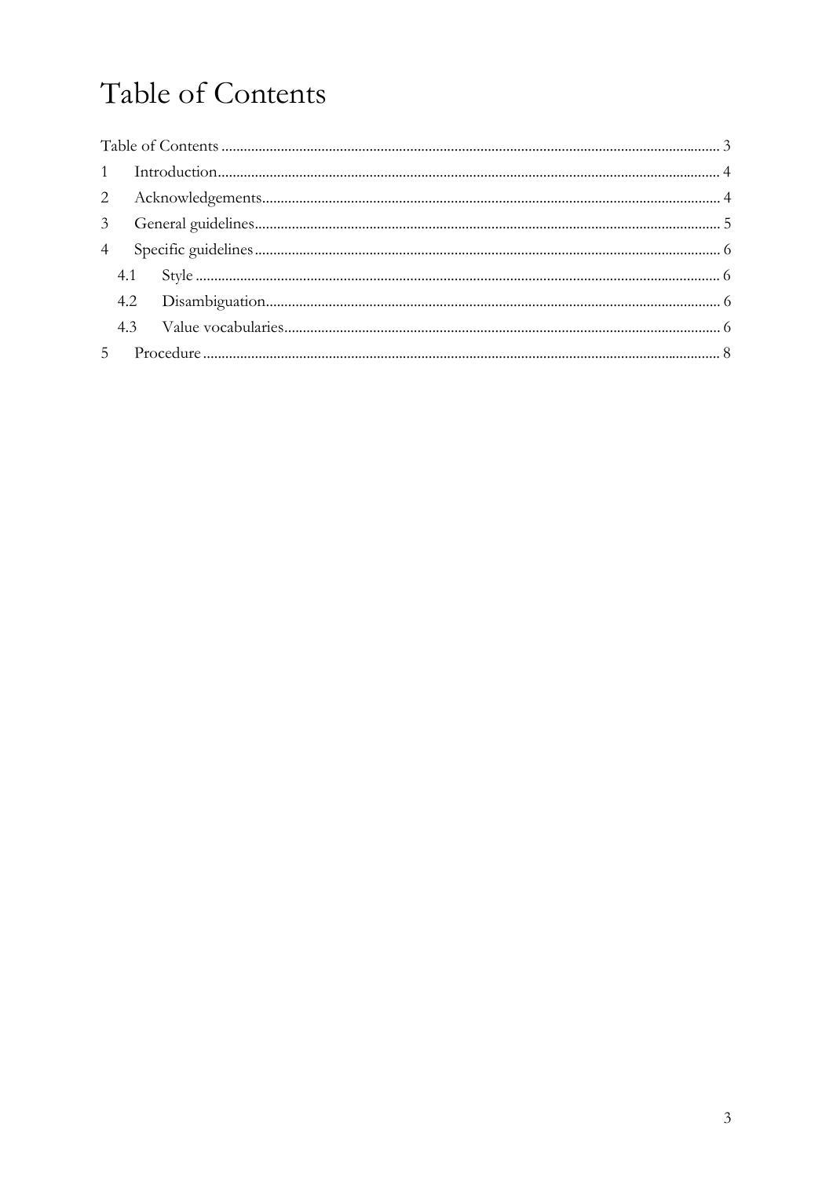# Table of Contents

Table of Contents ........................................................ 3

1 Introduction ........................................................ 4

2 Acknowledgements ........................................................ 4

3 General guidelines ........................................................ 5

4 Specific guidelines ........................................................ 6

  4.1 Style ........................................................ 6

  4.2 Disambiguation ........................................................ 6

  4.3 Value vocabularies ........................................................ 6

5 Procedure ........................................................ 8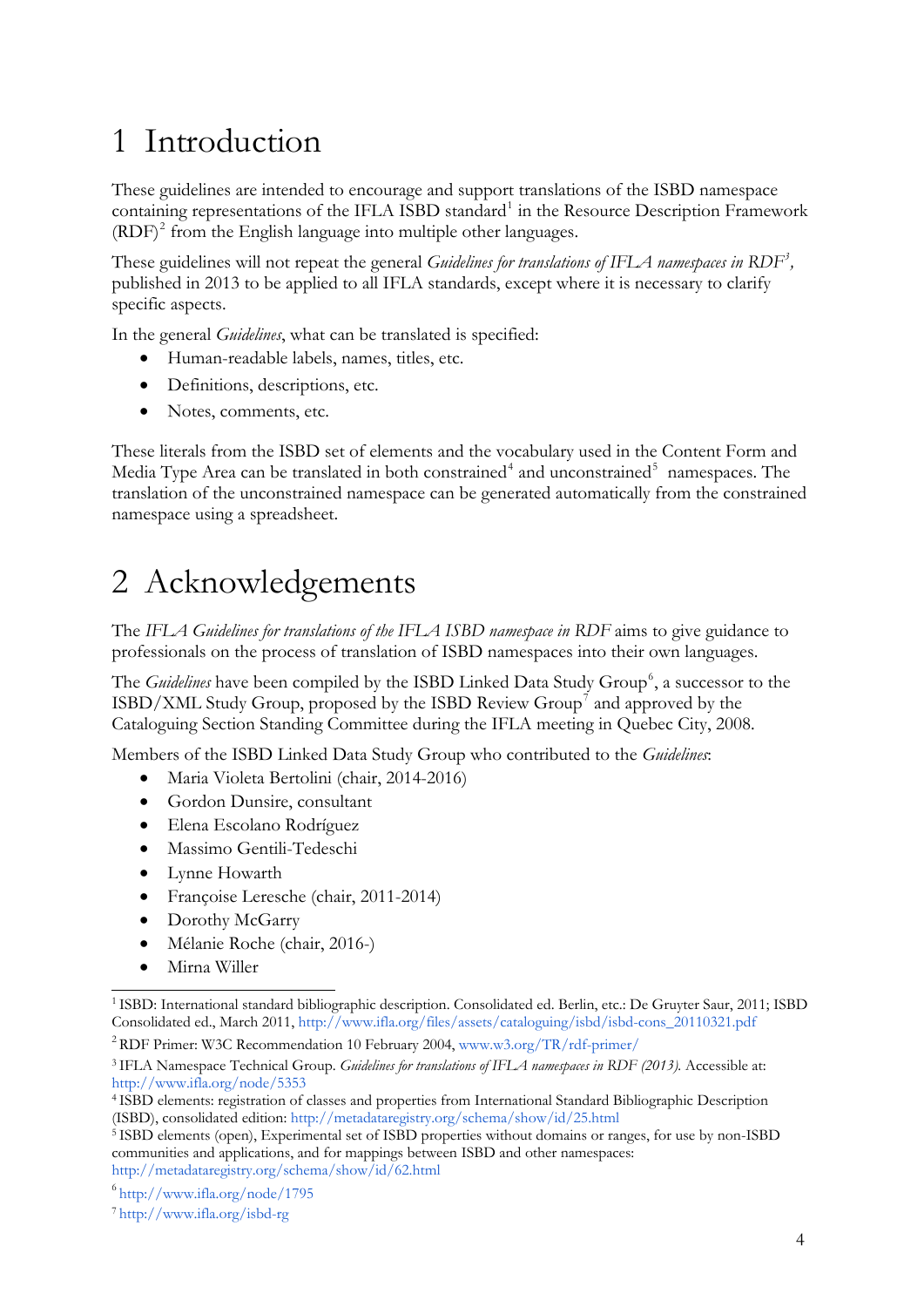# 1 Introduction

These guidelines are intended to encourage and support translations of the ISBD namespace containing representations of the IFLA ISBD standard[1] in the Resource Description Framework (RDF)[2] from the English language into multiple other languages.

These guidelines will not repeat the general *Guidelines for translations of IFLA namespaces in RDF*[3], published in 2013 to be applied to all IFLA standards, except where it is necessary to clarify specific aspects.

In the general *Guidelines*, what can be translated is specified:

- Human-readable labels, names, titles, etc.
- Definitions, descriptions, etc.
- Notes, comments, etc.

These literals from the ISBD set of elements and the vocabulary used in the Content Form and Media Type Area can be translated in both constrained[4] and unconstrained[5] namespaces. The translation of the unconstrained namespace can be generated automatically from the constrained namespace using a spreadsheet.

# 2 Acknowledgements

The *IFLA Guidelines for translations of the IFLA ISBD namespace in RDF* aims to give guidance to professionals on the process of translation of ISBD namespaces into their own languages.

The *Guidelines* have been compiled by the ISBD Linked Data Study Group[6], a successor to the ISBD/XML Study Group, proposed by the ISBD Review Group[7] and approved by the Cataloguing Section Standing Committee during the IFLA meeting in Quebec City, 2008.

Members of the ISBD Linked Data Study Group who contributed to the *Guidelines*:

- Maria Violeta Bertolini (chair, 2014-2016)
- Gordon Dunsire, consultant
- Elena Escolano Rodríguez
- Massimo Gentili-Tedeschi
- Lynne Howarth
- Françoise Leresche (chair, 2011-2014)
- Dorothy McGarry
- Mélanie Roche (chair, 2016-)
- Mirna Willer

---

[1] ISBD: International standard bibliographic description. Consolidated ed. Berlin, etc.: De Gruyter Saur, 2011; ISBD Consolidated ed., March 2011, http://www.ifla.org/files/assets/cataloguing/isbd/isbd-cons_20110321.pdf

[2] RDF Primer: W3C Recommendation 10 February 2004, www.w3.org/TR/rdf-primer/

[3] IFLA Namespace Technical Group. *Guidelines for translations of IFLA namespaces in RDF (2013).* Accessible at: http://www.ifla.org/node/5353

[4] ISBD elements: registration of classes and properties from International Standard Bibliographic Description (ISBD), consolidated edition: http://metadataregistry.org/schema/show/id/25.html

[5] ISBD elements (open), Experimental set of ISBD properties without domains or ranges, for use by non-ISBD communities and applications, and for mappings between ISBD and other namespaces: http://metadataregistry.org/schema/show/id/62.html

[6] http://www.ifla.org/node/1795

[7] http://www.ifla.org/isbd-rg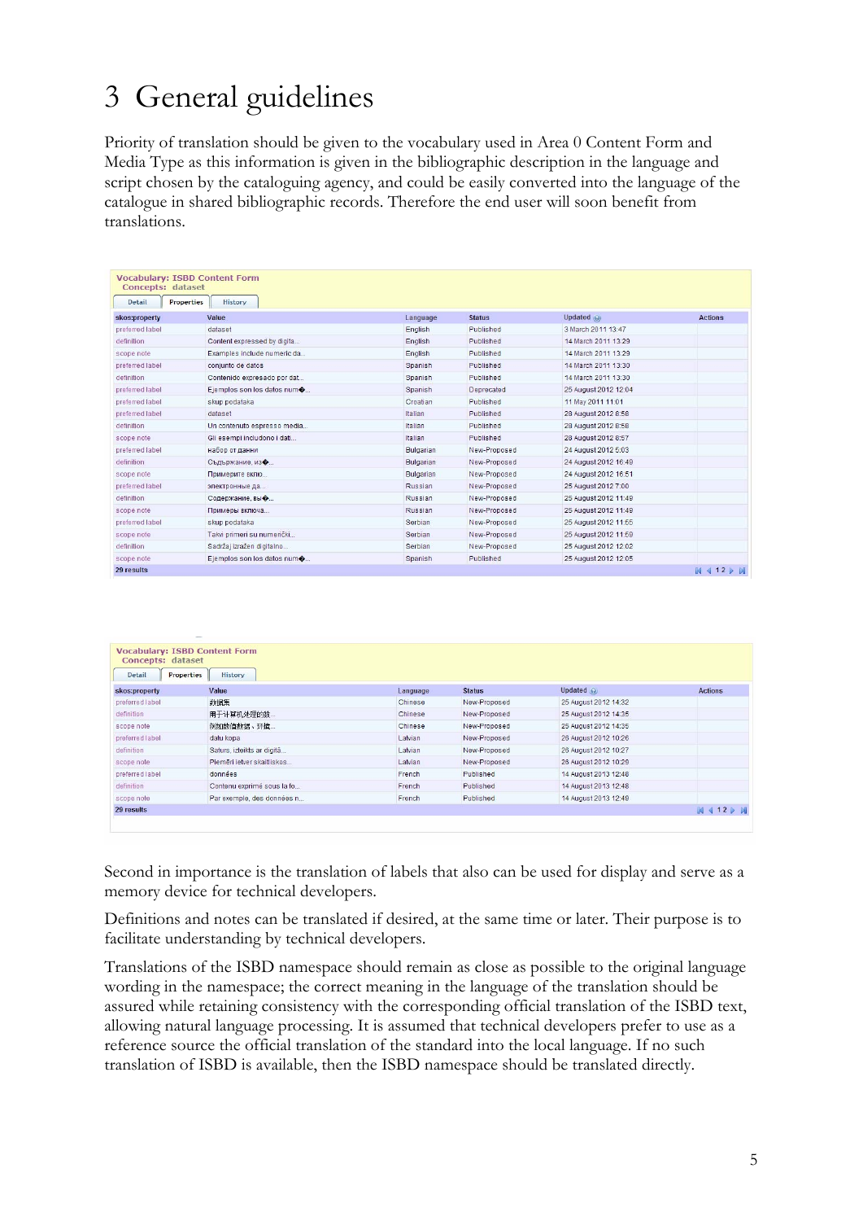# 3 General guidelines

Priority of translation should be given to the vocabulary used in Area 0 Content Form and Media Type as this information is given in the bibliographic description in the language and script chosen by the cataloguing agency, and could be easily converted into the language of the catalogue in shared bibliographic records. Therefore the end user will soon benefit from translations.

**Vocabulary: ISBD Content Form**
**Concepts: dataset**

Detail | Properties | History

| skos:property | Value | Language | Status | Updated | Actions |
|---|---|---|---|---|---|
| preferred label | dataset | English | Published | 3 March 2011 13:47 | |
| definition | Content expressed by digita... | English | Published | 14 March 2011 13:29 | |
| scope note | Examples include numeric da... | English | Published | 14 March 2011 13:29 | |
| preferred label | conjunto de datos | Spanish | Published | 14 March 2011 13:30 | |
| definition | Contenido expresado por dat... | Spanish | Published | 14 March 2011 13:30 | |
| preferred label | Ejemplos son los datos num�... | Spanish | Deprecated | 25 August 2012 12:04 | |
| preferred label | skup podataka | Croatian | Published | 11 May 2011 11:01 | |
| preferred label | dataset | Italian | Published | 28 August 2012 8:58 | |
| definition | Un contenuto espresso media... | Italian | Published | 28 August 2012 8:58 | |
| scope note | Gli esempi includono i dati... | Italian | Published | 28 August 2012 8:57 | |
| preferred label | Набор от данни | Bulgarian | New-Proposed | 24 August 2012 5:03 | |
| definition | Съдържание, изо... | Bulgarian | New-Proposed | 24 August 2012 16:49 | |
| scope note | Примерите вклю... | Bulgarian | New-Proposed | 24 August 2012 16:51 | |
| preferred label | электронные да... | Russian | New-Proposed | 25 August 2012 7:00 | |
| definition | Содержание, вы�... | Russian | New-Proposed | 25 August 2012 11:49 | |
| scope note | Примеры включа... | Russian | New-Proposed | 25 August 2012 11:49 | |
| preferred label | skup podataka | Serbian | New-Proposed | 25 August 2012 11:55 | |
| scope note | Takvi primeri su numerički... | Serbian | New-Proposed | 25 August 2012 11:59 | |
| definition | Sadržaj izražen digitalno... | Serbian | New-Proposed | 25 August 2012 12:02 | |
| scope note | Ejemplos son los datos num�... | Spanish | Published | 25 August 2012 12:05 | |
| 29 results | | | | | |

**Vocabulary: ISBD Content Form**
**Concepts: dataset**

Detail | Properties | History

| skos:property | Value | Language | Status | Updated | Actions |
|---|---|---|---|---|---|
| preferred label | 数据集 | Chinese | New-Proposed | 25 August 2012 14:32 | |
| definition | 用于计算机处理的数... | Chinese | New-Proposed | 25 August 2012 14:35 | |
| scope note | 例如数值数据、环境... | Chinese | New-Proposed | 25 August 2012 14:35 | |
| preferred label | datu kopa | Latvian | New-Proposed | 26 August 2012 10:26 | |
| definition | Saturs, izteikts ar digitā... | Latvian | New-Proposed | 26 August 2012 10:27 | |
| scope note | Piemēri ietver skaitliskos... | Latvian | New-Proposed | 26 August 2012 10:29 | |
| preferred label | données | French | Published | 14 August 2013 12:46 | |
| definition | Contenu exprimé sous la fo... | French | Published | 14 August 2013 12:48 | |
| scope note | Par exemple, des données n... | French | Published | 14 August 2013 12:49 | |
| 29 results | | | | | |

Second in importance is the translation of labels that also can be used for display and serve as a memory device for technical developers.

Definitions and notes can be translated if desired, at the same time or later. Their purpose is to facilitate understanding by technical developers.

Translations of the ISBD namespace should remain as close as possible to the original language wording in the namespace; the correct meaning in the language of the translation should be assured while retaining consistency with the corresponding official translation of the ISBD text, allowing natural language processing. It is assumed that technical developers prefer to use as a reference source the official translation of the standard into the local language. If no such translation of ISBD is available, then the ISBD namespace should be translated directly.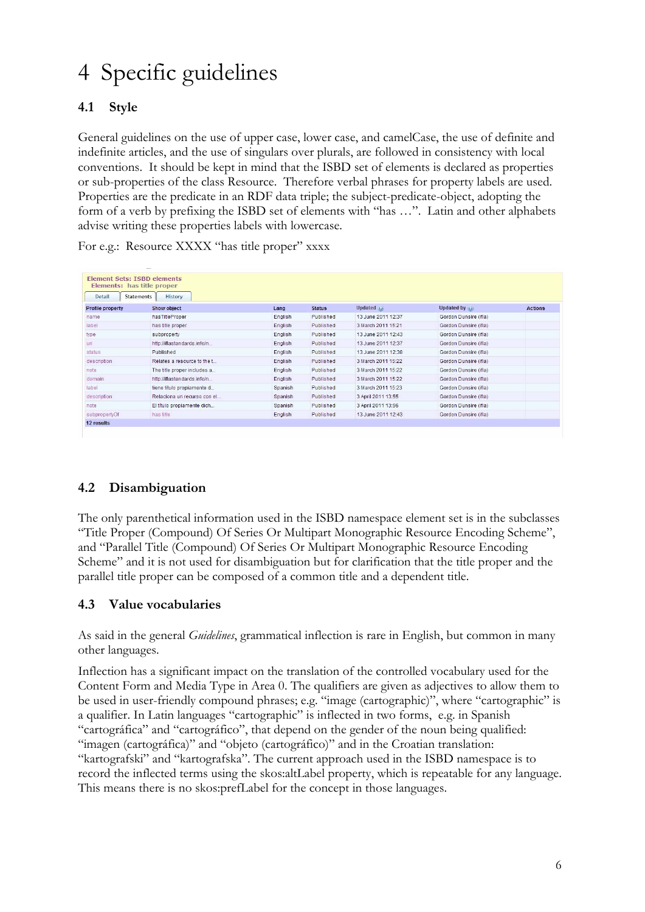# 4 Specific guidelines

## 4.1 Style

General guidelines on the use of upper case, lower case, and camelCase, the use of definite and indefinite articles, and the use of singulars over plurals, are followed in consistency with local conventions. It should be kept in mind that the ISBD set of elements is declared as properties or sub-properties of the class Resource. Therefore verbal phrases for property labels are used. Properties are the predicate in an RDF data triple; the subject-predicate-object, adopting the form of a verb by prefixing the ISBD set of elements with "has …". Latin and other alphabets advise writing these properties labels with lowercase.

For e.g.: Resource XXXX "has title proper" xxxx

**Element Sets: ISBD elements**
**Elements: has title proper**

Detail | Statements | History

| Profile property | Show object | Lang | Status | Updated | Updated by | Actions |
|---|---|---|---|---|---|---|
| name | hasTitleProper | English | Published | 13 June 2011 12:37 | Gordon Dunsire (ifla) | |
| label | has title proper | English | Published | 3 March 2011 15:21 | Gordon Dunsire (ifla) | |
| type | subproperty | English | Published | 13 June 2011 12:43 | Gordon Dunsire (ifla) | |
| uri | http://iflastandards.info/n... | English | Published | 13 June 2011 12:37 | Gordon Dunsire (ifla) | |
| status | Published | English | Published | 13 June 2011 12:38 | Gordon Dunsire (ifla) | |
| description | Relates a resource to the t... | English | Published | 3 March 2011 15:22 | Gordon Dunsire (ifla) | |
| note | The title proper includes a... | English | Published | 3 March 2011 15:22 | Gordon Dunsire (ifla) | |
| domain | http://iflastandards.info/n... | English | Published | 3 March 2011 15:22 | Gordon Dunsire (ifla) | |
| label | tiene título propiamente d... | Spanish | Published | 3 March 2011 15:23 | Gordon Dunsire (ifla) | |
| description | Relaciona un recurso con el... | Spanish | Published | 3 April 2011 13:55 | Gordon Dunsire (ifla) | |
| note | El título propiamente dich... | Spanish | Published | 3 April 2011 13:56 | Gordon Dunsire (ifla) | |
| subpropertyOf | has title | English | Published | 13 June 2011 12:43 | Gordon Dunsire (ifla) | |
| 12 results | | | | | | |

## 4.2 Disambiguation

The only parenthetical information used in the ISBD namespace element set is in the subclasses "Title Proper (Compound) Of Series Or Multipart Monographic Resource Encoding Scheme", and "Parallel Title (Compound) Of Series Or Multipart Monographic Resource Encoding Scheme" and it is not used for disambiguation but for clarification that the title proper and the parallel title proper can be composed of a common title and a dependent title.

## 4.3 Value vocabularies

As said in the general *Guidelines*, grammatical inflection is rare in English, but common in many other languages.

Inflection has a significant impact on the translation of the controlled vocabulary used for the Content Form and Media Type in Area 0. The qualifiers are given as adjectives to allow them to be used in user-friendly compound phrases; e.g. "image (cartographic)", where "cartographic" is a qualifier. In Latin languages "cartographic" is inflected in two forms, e.g. in Spanish "cartográfica" and "cartográfico", that depend on the gender of the noun being qualified: "imagen (cartográfica)" and "objeto (cartográfico)" and in the Croatian translation: "kartografski" and "kartografska". The current approach used in the ISBD namespace is to record the inflected terms using the skos:altLabel property, which is repeatable for any language. This means there is no skos:prefLabel for the concept in those languages.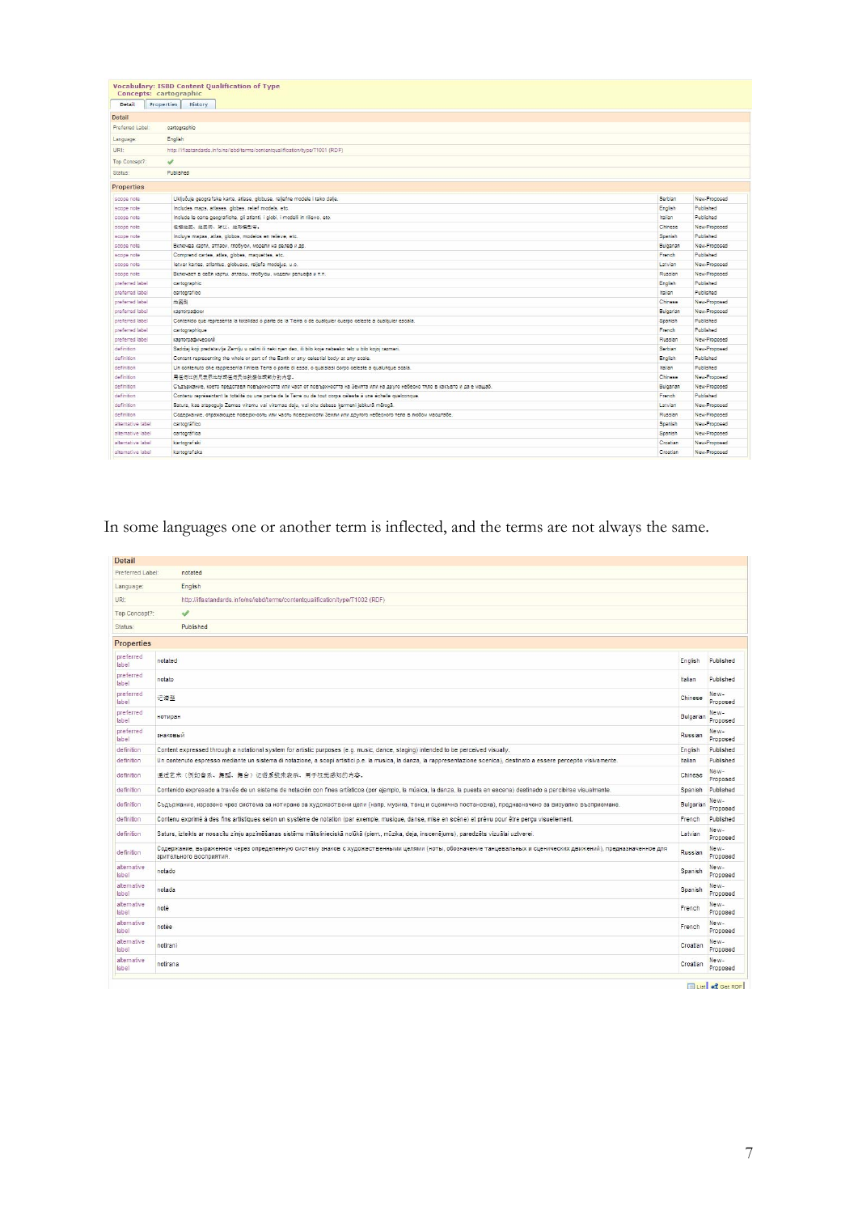**Vocabulary: ISBD Content Qualification of Type**
**Concepts: cartographic**

Detail | Properties | History

**Detail**

| | |
|---|---|
| Preferred Label: | cartographic |
| Language: | English |
| URI: | http://iflastandards.info/ns/isbd/terms/contentqualification/type/T1001 (RDF) |
| Top Concept?: | ✔ |
| Status: | Published |

**Properties**

| | | | |
|---|---|---|---|
| scope note | Uključuje geografske karte, atlase, globuse, reljefne modele i tako dalje. | Serbian | New-Proposed |
| scope note | Includes maps, atlases, globes, relief models, etc. | English | Published |
| scope note | Include le carte geografiche, gli atlanti, i globi, i modelli in rilievo, etc. | Italian | Published |
| scope note | 包括地图、地图册、球仪、地形模型等。 | Chinese | New-Proposed |
| scope note | Incluye mapas, atlas, globos, modelos en relieve, etc. | Spanish | Published |
| scope note | Включва карти, атласи, глобуси, модели на релеф и др. | Bulgarian | New-Proposed |
| scope note | Comprend cartes, atlas, globes, maquettes, etc. | French | Published |
| scope note | Ietver kartes, atlantus, globusus, reljefa modeļus, u.c. | Latvian | New-Proposed |
| scope note | Включает в себя карты, атласы, глобусы, модели рельефа и т.п. | Russian | New-Proposed |
| preferred label | cartographic | English | Published |
| preferred label | cartografico | Italian | Published |
| preferred label | 地图的 | Chinese | New-Proposed |
| preferred label | картографски | Bulgarian | New-Proposed |
| preferred label | Contenido que representa la totalidad o parte de la Tierra o de cualquier cuerpo celeste a cualquier escala. | Spanish | Published |
| preferred label | cartographique | French | Published |
| preferred label | картографический | Russian | New-Proposed |
| definition | Sadržaj koji predstavlja Zemlju u celini ili neki njen deo, ili bilo koje nebesko telo u bilo kojoj razmeri. | Serbian | New-Proposed |
| definition | Content representing the whole or part of the Earth or any celestial body at any scale. | English | Published |
| definition | Un contenuto che rappresenta l'intera Terra o parte di essa, o qualsiasi corpo celeste a qualunque scala. | Italian | Published |
| definition | 用任何比例尺表示地球或天体的整体或部分的内容。 | Chinese | New-Proposed |
| definition | Съдържание, което представя повърхността или част от повърхността на Земята или на друго небесно тяло в какъвто и да е мащаб. | Bulgarian | New-Proposed |
| definition | Contenu représentant la totalité ou une partie de la Terre ou de tout corps céleste à une échelle quelconque. | French | Published |
| definition | Saturs, kas atspoguļo Zemes virsmu vai virsmas daļu, vai citu debess ķermeni jebkurā mērogā. | Latvian | New-Proposed |
| definition | Содержание, отражающее поверхность или часть поверхности Земли или другого небесного тела в любом масштабе. | Russian | New-Proposed |
| alternative label | cartográfico | Spanish | New-Proposed |
| alternative label | cartográfica | Spanish | New-Proposed |
| alternative label | kartografski | Croatian | New-Proposed |
| alternative label | kartografska | Croatian | New-Proposed |

In some languages one or another term is inflected, and the terms are not always the same.

**Detail**

| | |
|---|---|
| Preferred Label: | notated |
| Language: | English |
| URI: | http://iflastandards.info/ns/isbd/terms/contentqualification/type/T1002 (RDF) |
| Top Concept?: | ✔ |
| Status: | Published |

**Properties**

| | | | |
|---|---|---|---|
| preferred label | notated | English | Published |
| preferred label | notato | Italian | Published |
| preferred label | 记谱的 | Chinese | New-Proposed |
| preferred label | нотиран | Bulgarian | New-Proposed |
| preferred label | знаковый | Russian | New-Proposed |
| definition | Content expressed through a notational system for artistic purposes (e.g. music, dance, staging) intended to be perceived visually. | English | Published |
| definition | Un contenuto espresso mediante un sistema di notazione, a scopi artistici p.e. la musica, la danza, la rappresentazione scenica), destinato a essere percepito visivamente. | Italian | Published |
| definition | 通过艺术（例如音乐、舞蹈、舞台）记谱系统来表示、用于视觉感知的内容。 | Chinese | New-Proposed |
| definition | Contenido expresado a través de un sistema de notación con fines artísticos (por ejemplo, la música, la danza, la puesta en escena) destinado a percibirse visualmente. | Spanish | Published |
| definition | Съдържание, изразено чрез система за нотиране за художествени цели (напр. музика, танц и сценична постановка), предназначено за визуално възприемане. | Bulgarian | New-Proposed |
| definition | Contenu exprimé à des fins artistiques selon un système de notation (par exemple, musique, danse, mise en scène) et prévu pour être perçu visuellement. | French | Published |
| definition | Saturs, izteikts ar nosacītu zīmju apzīmēšanas sistēmu mākslinieciskā nolūkā (piem., mūzika, deja, inscenējums), paredzēts vizuāli uztverei. | Latvian | New-Proposed |
| definition | Содержание, выраженное через определенную систему знаков с художественными целями (ноты, обозначение танцевальных и сценических движений), предназначенное для зрительного восприятия. | Russian | New-Proposed |
| alternative label | notado | Spanish | New-Proposed |
| alternative label | notada | Spanish | New-Proposed |
| alternative label | noté | French | New-Proposed |
| alternative label | notée | French | New-Proposed |
| alternative label | notirani | Croatian | New-Proposed |
| alternative label | notirana | Croatian | New-Proposed |

List | Get RDF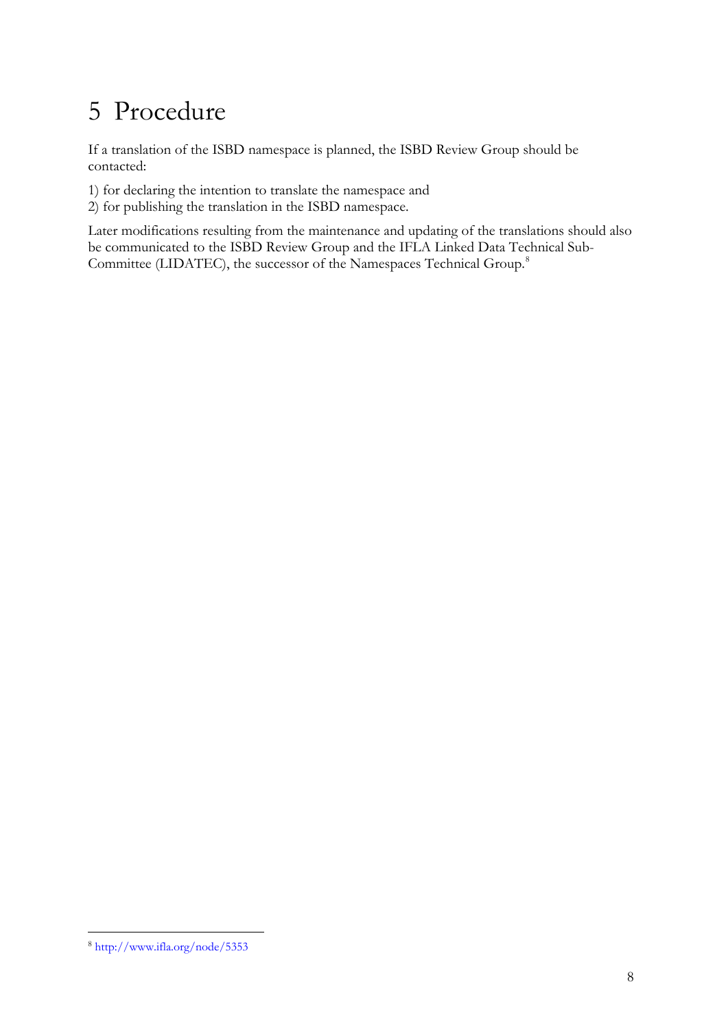# 5 Procedure

If a translation of the ISBD namespace is planned, the ISBD Review Group should be contacted:

1) for declaring the intention to translate the namespace and
2) for publishing the translation in the ISBD namespace.

Later modifications resulting from the maintenance and updating of the translations should also be communicated to the ISBD Review Group and the IFLA Linked Data Technical Sub-Committee (LIDATEC), the successor of the Namespaces Technical Group.[8]

---

[8] http://www.ifla.org/node/5353